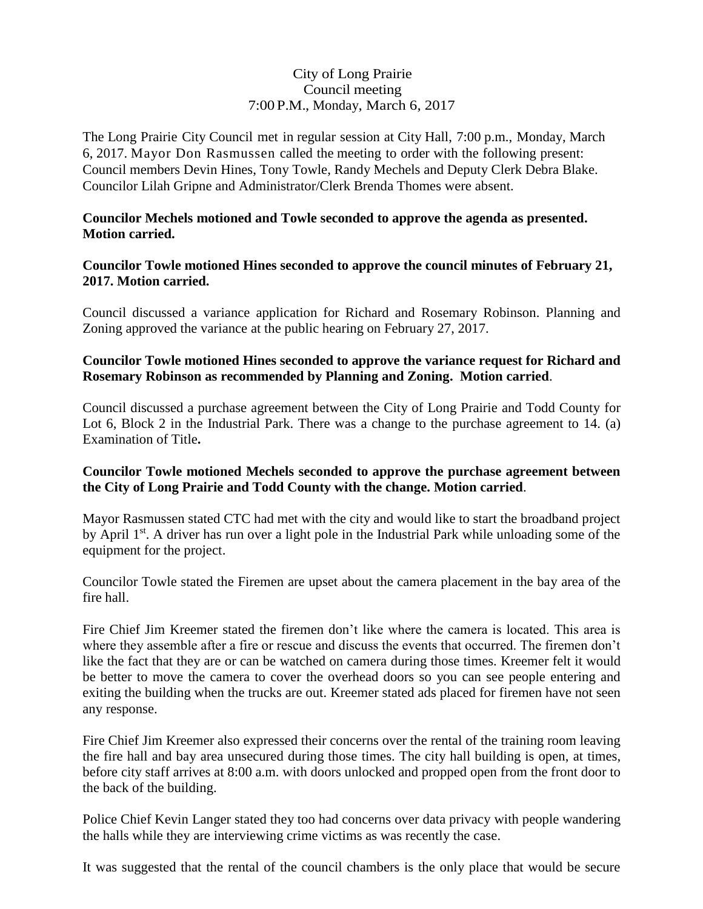City of Long Prairie
Council meeting
7:00 P.M., Monday, March 6, 2017

The Long Prairie City Council met in regular session at City Hall, 7:00 p.m., Monday, March 6, 2017. Mayor Don Rasmussen called the meeting to order with the following present: Council members Devin Hines, Tony Towle, Randy Mechels and Deputy Clerk Debra Blake. Councilor Lilah Gripne and Administrator/Clerk Brenda Thomes were absent.

**Councilor Mechels motioned and Towle seconded to approve the agenda as presented. Motion carried.**

**Councilor Towle motioned Hines seconded to approve the council minutes of February 21, 2017. Motion carried.**

Council discussed a variance application for Richard and Rosemary Robinson. Planning and Zoning approved the variance at the public hearing on February 27, 2017.

**Councilor Towle motioned Hines seconded to approve the variance request for Richard and Rosemary Robinson as recommended by Planning and Zoning. Motion carried**.

Council discussed a purchase agreement between the City of Long Prairie and Todd County for Lot 6, Block 2 in the Industrial Park. There was a change to the purchase agreement to 14. (a) Examination of Title**.**

**Councilor Towle motioned Mechels seconded to approve the purchase agreement between the City of Long Prairie and Todd County with the change. Motion carried**.

Mayor Rasmussen stated CTC had met with the city and would like to start the broadband project by April 1st. A driver has run over a light pole in the Industrial Park while unloading some of the equipment for the project.

Councilor Towle stated the Firemen are upset about the camera placement in the bay area of the fire hall.

Fire Chief Jim Kreemer stated the firemen don't like where the camera is located. This area is where they assemble after a fire or rescue and discuss the events that occurred. The firemen don't like the fact that they are or can be watched on camera during those times. Kreemer felt it would be better to move the camera to cover the overhead doors so you can see people entering and exiting the building when the trucks are out. Kreemer stated ads placed for firemen have not seen any response.

Fire Chief Jim Kreemer also expressed their concerns over the rental of the training room leaving the fire hall and bay area unsecured during those times. The city hall building is open, at times, before city staff arrives at 8:00 a.m. with doors unlocked and propped open from the front door to the back of the building.

Police Chief Kevin Langer stated they too had concerns over data privacy with people wandering the halls while they are interviewing crime victims as was recently the case.

It was suggested that the rental of the council chambers is the only place that would be secure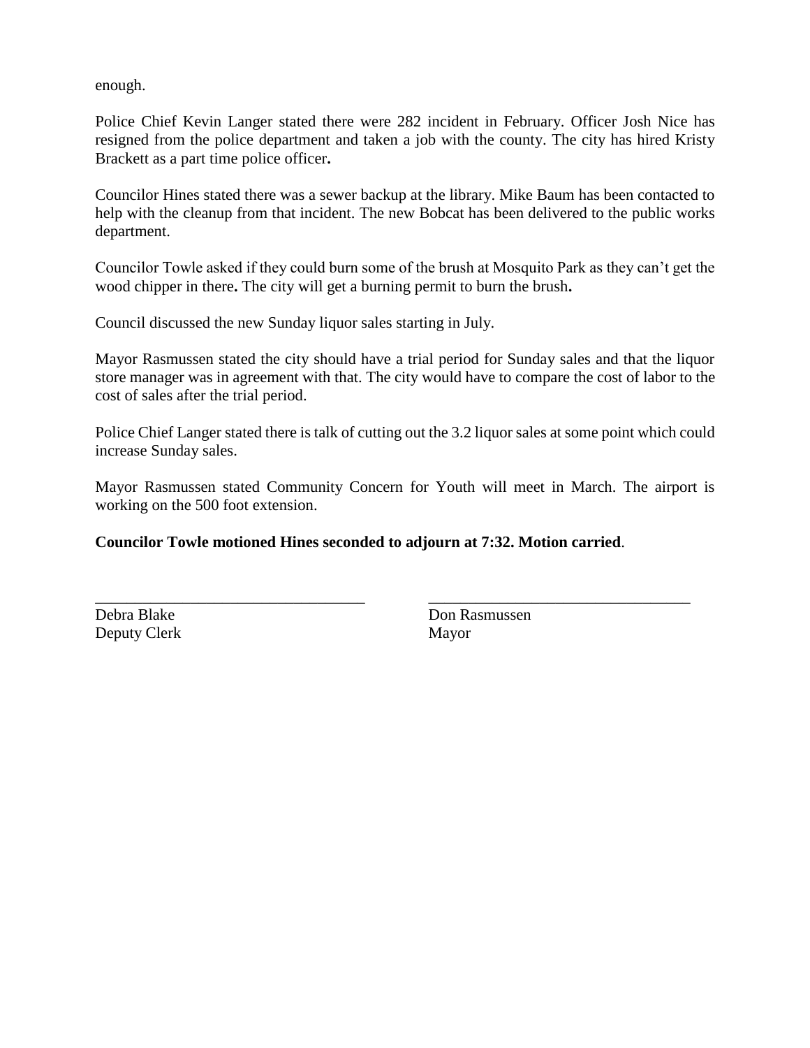enough.

Police Chief Kevin Langer stated there were 282 incident in February. Officer Josh Nice has resigned from the police department and taken a job with the county. The city has hired Kristy Brackett as a part time police officer**.**

Councilor Hines stated there was a sewer backup at the library. Mike Baum has been contacted to help with the cleanup from that incident. The new Bobcat has been delivered to the public works department.

Councilor Towle asked if they could burn some of the brush at Mosquito Park as they can't get the wood chipper in there**.** The city will get a burning permit to burn the brush**.**

Council discussed the new Sunday liquor sales starting in July.

Mayor Rasmussen stated the city should have a trial period for Sunday sales and that the liquor store manager was in agreement with that. The city would have to compare the cost of labor to the cost of sales after the trial period.

Police Chief Langer stated there is talk of cutting out the 3.2 liquor sales at some point which could increase Sunday sales.

Mayor Rasmussen stated Community Concern for Youth will meet in March. The airport is working on the 500 foot extension.

**Councilor Towle motioned Hines seconded to adjourn at 7:32. Motion carried**.

___________________________________ ___________________________________

Debra Blake
Deputy Clerk

Don Rasmussen
Mayor